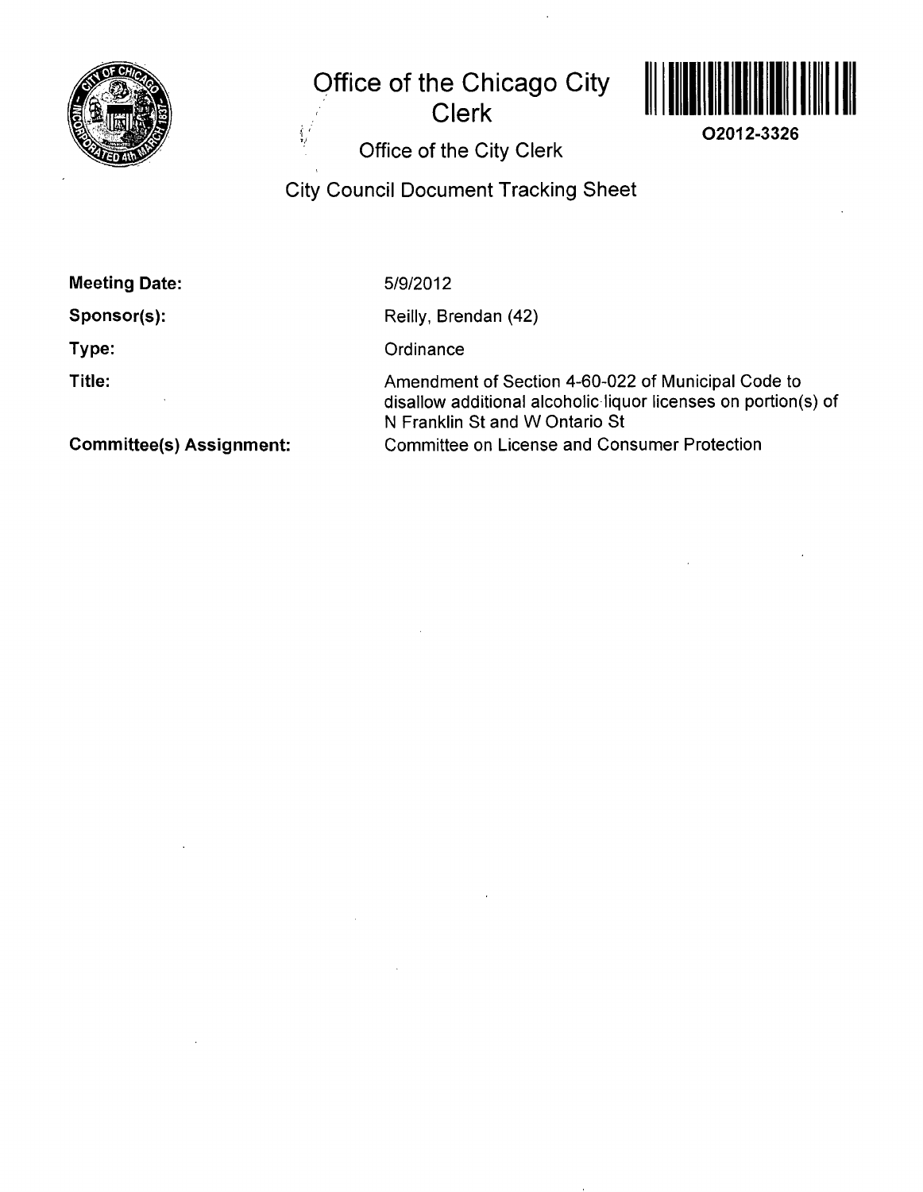# Office of the Chicago City Clerk

O2012-3326

Office of the City Clerk

## City Council Document Tracking Sheet

**Meeting Date:** 5/9/2012

**Sponsor(s):** Reilly, Brendan (42)

**Type:** Ordinance

**Title:** Amendment of Section 4-60-022 of Municipal Code to disallow additional alcoholic liquor licenses on portion(s) of N Franklin St and W Ontario St

**Committee(s) Assignment:** Committee on License and Consumer Protection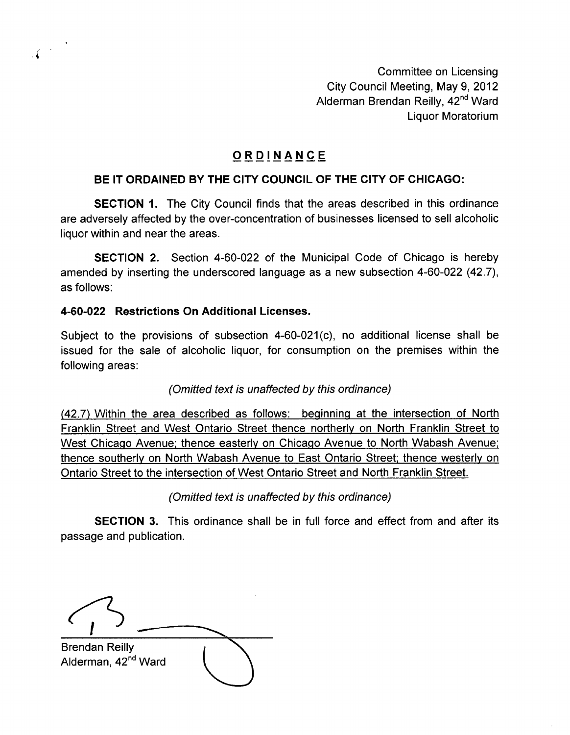Committee on Licensing
City Council Meeting, May 9, 2012
Alderman Brendan Reilly, 42nd Ward
Liquor Moratorium

# ORDINANCE

**BE IT ORDAINED BY THE CITY COUNCIL OF THE CITY OF CHICAGO:**

**SECTION 1.** The City Council finds that the areas described in this ordinance are adversely affected by the over-concentration of businesses licensed to sell alcoholic liquor within and near the areas.

**SECTION 2.** Section 4-60-022 of the Municipal Code of Chicago is hereby amended by inserting the underscored language as a new subsection 4-60-022 (42.7), as follows:

**4-60-022 Restrictions On Additional Licenses.**

Subject to the provisions of subsection 4-60-021(c), no additional license shall be issued for the sale of alcoholic liquor, for consumption on the premises within the following areas:

*(Omitted text is unaffected by this ordinance)*

<u>(42.7) Within the area described as follows: beginning at the intersection of North Franklin Street and West Ontario Street thence northerly on North Franklin Street to West Chicago Avenue; thence easterly on Chicago Avenue to North Wabash Avenue; thence southerly on North Wabash Avenue to East Ontario Street; thence westerly on Ontario Street to the intersection of West Ontario Street and North Franklin Street.</u>

*(Omitted text is unaffected by this ordinance)*

**SECTION 3.** This ordinance shall be in full force and effect from and after its passage and publication.

Brendan Reilly
Alderman, 42nd Ward